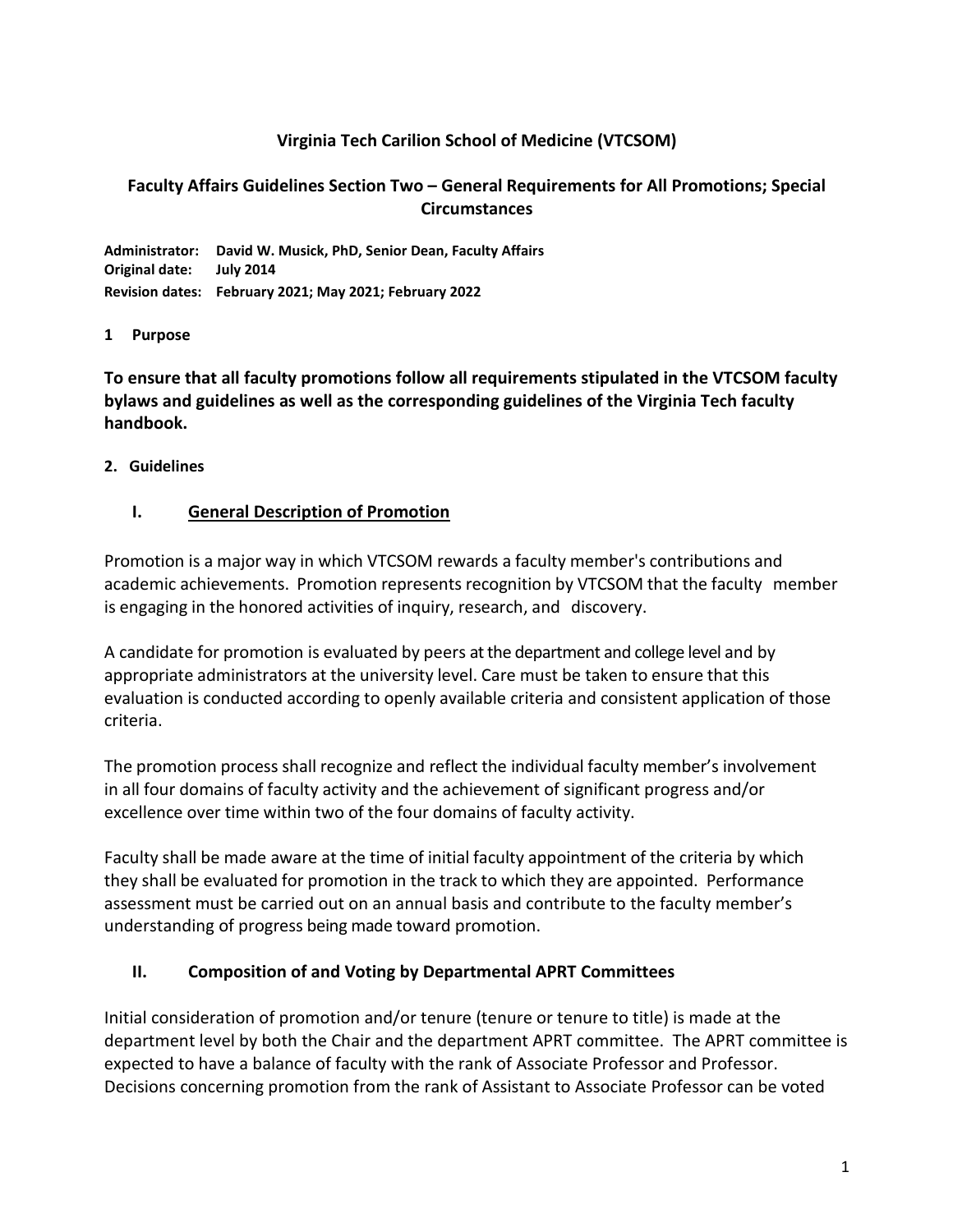# Virginia Tech Carilion School of Medicine (VTCSOM)

## Faculty Affairs Guidelines Section Two – General Requirements for All Promotions; Special Circumstances

**Administrator:** **David W. Musick, PhD, Senior Dean, Faculty Affairs**
**Original date:** **July 2014**
**Revision dates:** **February 2021; May 2021; February 2022**

**1 Purpose**

**To ensure that all faculty promotions follow all requirements stipulated in the VTCSOM faculty bylaws and guidelines as well as the corresponding guidelines of the Virginia Tech faculty handbook.**

**2. Guidelines**

### I. General Description of Promotion

Promotion is a major way in which VTCSOM rewards a faculty member's contributions and academic achievements. Promotion represents recognition by VTCSOM that the faculty member is engaging in the honored activities of inquiry, research, and discovery.

A candidate for promotion is evaluated by peers at the department and college level and by appropriate administrators at the university level. Care must be taken to ensure that this evaluation is conducted according to openly available criteria and consistent application of those criteria.

The promotion process shall recognize and reflect the individual faculty member's involvement in all four domains of faculty activity and the achievement of significant progress and/or excellence over time within two of the four domains of faculty activity.

Faculty shall be made aware at the time of initial faculty appointment of the criteria by which they shall be evaluated for promotion in the track to which they are appointed. Performance assessment must be carried out on an annual basis and contribute to the faculty member's understanding of progress being made toward promotion.

### II. Composition of and Voting by Departmental APRT Committees

Initial consideration of promotion and/or tenure (tenure or tenure to title) is made at the department level by both the Chair and the department APRT committee. The APRT committee is expected to have a balance of faculty with the rank of Associate Professor and Professor. Decisions concerning promotion from the rank of Assistant to Associate Professor can be voted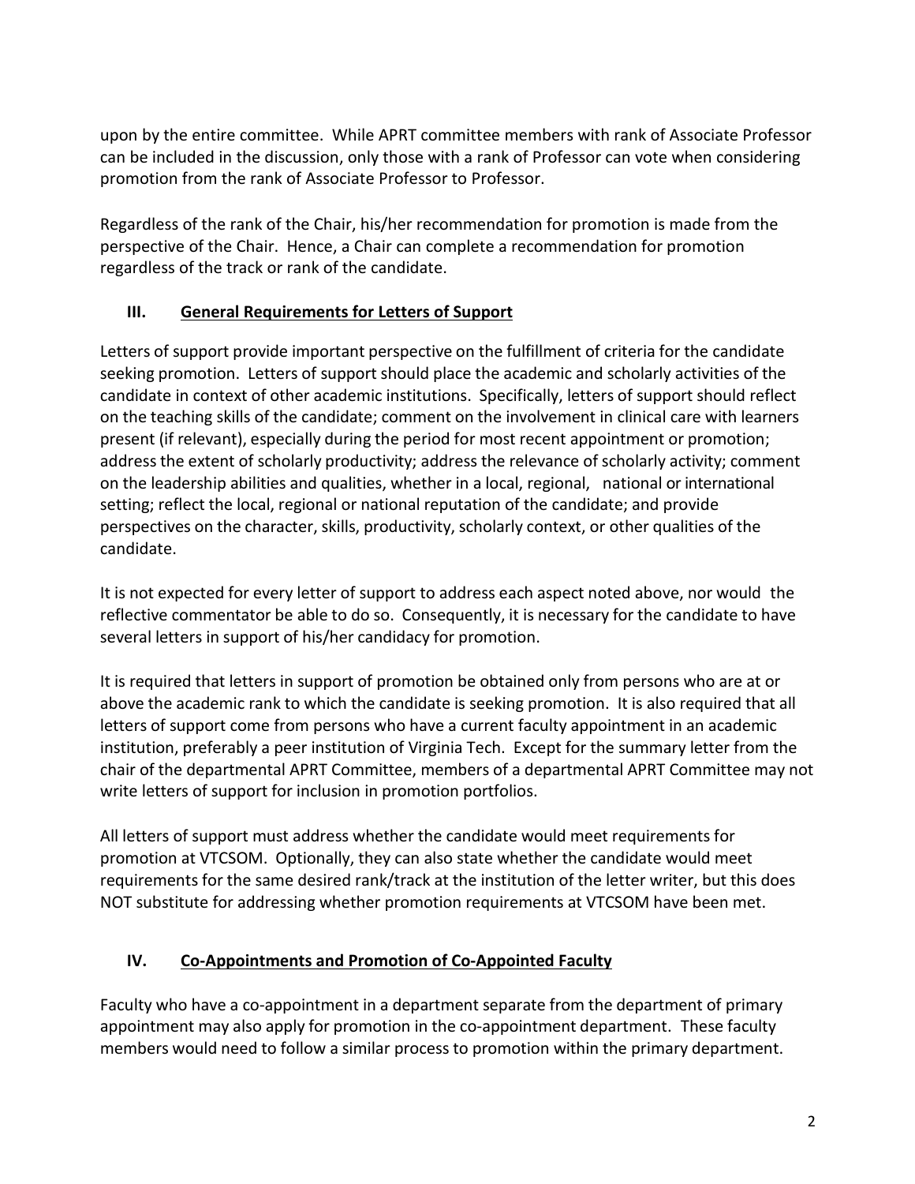upon by the entire committee. While APRT committee members with rank of Associate Professor can be included in the discussion, only those with a rank of Professor can vote when considering promotion from the rank of Associate Professor to Professor.

Regardless of the rank of the Chair, his/her recommendation for promotion is made from the perspective of the Chair. Hence, a Chair can complete a recommendation for promotion regardless of the track or rank of the candidate.

## III. General Requirements for Letters of Support

Letters of support provide important perspective on the fulfillment of criteria for the candidate seeking promotion. Letters of support should place the academic and scholarly activities of the candidate in context of other academic institutions. Specifically, letters of support should reflect on the teaching skills of the candidate; comment on the involvement in clinical care with learners present (if relevant), especially during the period for most recent appointment or promotion; address the extent of scholarly productivity; address the relevance of scholarly activity; comment on the leadership abilities and qualities, whether in a local, regional, national or international setting; reflect the local, regional or national reputation of the candidate; and provide perspectives on the character, skills, productivity, scholarly context, or other qualities of the candidate.

It is not expected for every letter of support to address each aspect noted above, nor would the reflective commentator be able to do so. Consequently, it is necessary for the candidate to have several letters in support of his/her candidacy for promotion.

It is required that letters in support of promotion be obtained only from persons who are at or above the academic rank to which the candidate is seeking promotion. It is also required that all letters of support come from persons who have a current faculty appointment in an academic institution, preferably a peer institution of Virginia Tech. Except for the summary letter from the chair of the departmental APRT Committee, members of a departmental APRT Committee may not write letters of support for inclusion in promotion portfolios.

All letters of support must address whether the candidate would meet requirements for promotion at VTCSOM. Optionally, they can also state whether the candidate would meet requirements for the same desired rank/track at the institution of the letter writer, but this does NOT substitute for addressing whether promotion requirements at VTCSOM have been met.

## IV. Co-Appointments and Promotion of Co-Appointed Faculty

Faculty who have a co-appointment in a department separate from the department of primary appointment may also apply for promotion in the co-appointment department. These faculty members would need to follow a similar process to promotion within the primary department.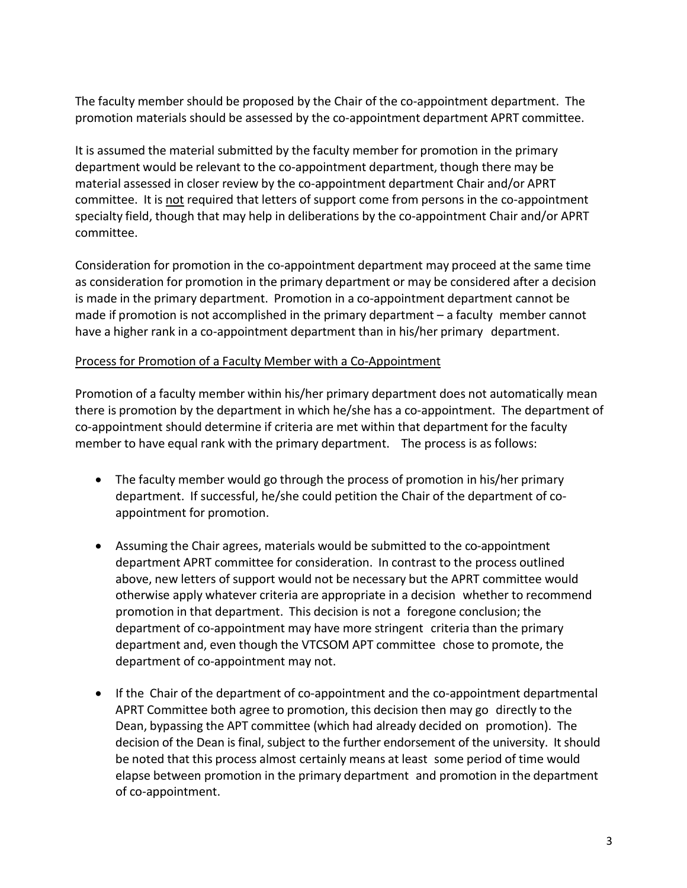The faculty member should be proposed by the Chair of the co-appointment department. The promotion materials should be assessed by the co-appointment department APRT committee.

It is assumed the material submitted by the faculty member for promotion in the primary department would be relevant to the co-appointment department, though there may be material assessed in closer review by the co-appointment department Chair and/or APRT committee. It is <u>not</u> required that letters of support come from persons in the co-appointment specialty field, though that may help in deliberations by the co-appointment Chair and/or APRT committee.

Consideration for promotion in the co-appointment department may proceed at the same time as consideration for promotion in the primary department or may be considered after a decision is made in the primary department. Promotion in a co-appointment department cannot be made if promotion is not accomplished in the primary department – a faculty member cannot have a higher rank in a co-appointment department than in his/her primary department.

<u>Process for Promotion of a Faculty Member with a Co-Appointment</u>

Promotion of a faculty member within his/her primary department does not automatically mean there is promotion by the department in which he/she has a co-appointment. The department of co-appointment should determine if criteria are met within that department for the faculty member to have equal rank with the primary department. The process is as follows:

- The faculty member would go through the process of promotion in his/her primary department. If successful, he/she could petition the Chair of the department of co-appointment for promotion.

- Assuming the Chair agrees, materials would be submitted to the co-appointment department APRT committee for consideration. In contrast to the process outlined above, new letters of support would not be necessary but the APRT committee would otherwise apply whatever criteria are appropriate in a decision whether to recommend promotion in that department. This decision is not a foregone conclusion; the department of co-appointment may have more stringent criteria than the primary department and, even though the VTCSOM APT committee chose to promote, the department of co-appointment may not.

- If the Chair of the department of co-appointment and the co-appointment departmental APRT Committee both agree to promotion, this decision then may go directly to the Dean, bypassing the APT committee (which had already decided on promotion). The decision of the Dean is final, subject to the further endorsement of the university. It should be noted that this process almost certainly means at least some period of time would elapse between promotion in the primary department and promotion in the department of co-appointment.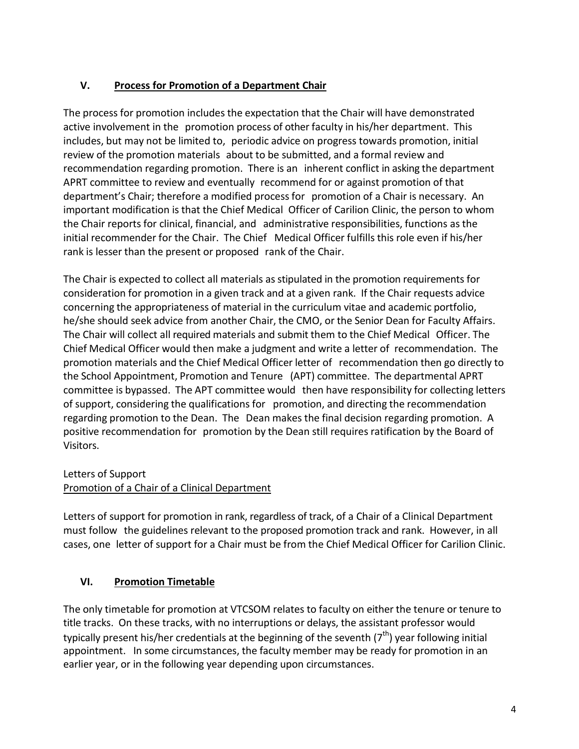## V. Process for Promotion of a Department Chair

The process for promotion includes the expectation that the Chair will have demonstrated active involvement in the promotion process of other faculty in his/her department. This includes, but may not be limited to, periodic advice on progress towards promotion, initial review of the promotion materials about to be submitted, and a formal review and recommendation regarding promotion. There is an inherent conflict in asking the department APRT committee to review and eventually recommend for or against promotion of that department's Chair; therefore a modified process for promotion of a Chair is necessary. An important modification is that the Chief Medical Officer of Carilion Clinic, the person to whom the Chair reports for clinical, financial, and administrative responsibilities, functions as the initial recommender for the Chair. The Chief Medical Officer fulfills this role even if his/her rank is lesser than the present or proposed rank of the Chair.

The Chair is expected to collect all materials as stipulated in the promotion requirements for consideration for promotion in a given track and at a given rank. If the Chair requests advice concerning the appropriateness of material in the curriculum vitae and academic portfolio, he/she should seek advice from another Chair, the CMO, or the Senior Dean for Faculty Affairs. The Chair will collect all required materials and submit them to the Chief Medical Officer. The Chief Medical Officer would then make a judgment and write a letter of recommendation. The promotion materials and the Chief Medical Officer letter of recommendation then go directly to the School Appointment, Promotion and Tenure (APT) committee. The departmental APRT committee is bypassed. The APT committee would then have responsibility for collecting letters of support, considering the qualifications for promotion, and directing the recommendation regarding promotion to the Dean. The Dean makes the final decision regarding promotion. A positive recommendation for promotion by the Dean still requires ratification by the Board of Visitors.

Letters of Support

Promotion of a Chair of a Clinical Department

Letters of support for promotion in rank, regardless of track, of a Chair of a Clinical Department must follow the guidelines relevant to the proposed promotion track and rank. However, in all cases, one letter of support for a Chair must be from the Chief Medical Officer for Carilion Clinic.

## VI. Promotion Timetable

The only timetable for promotion at VTCSOM relates to faculty on either the tenure or tenure to title tracks. On these tracks, with no interruptions or delays, the assistant professor would typically present his/her credentials at the beginning of the seventh (7th) year following initial appointment. In some circumstances, the faculty member may be ready for promotion in an earlier year, or in the following year depending upon circumstances.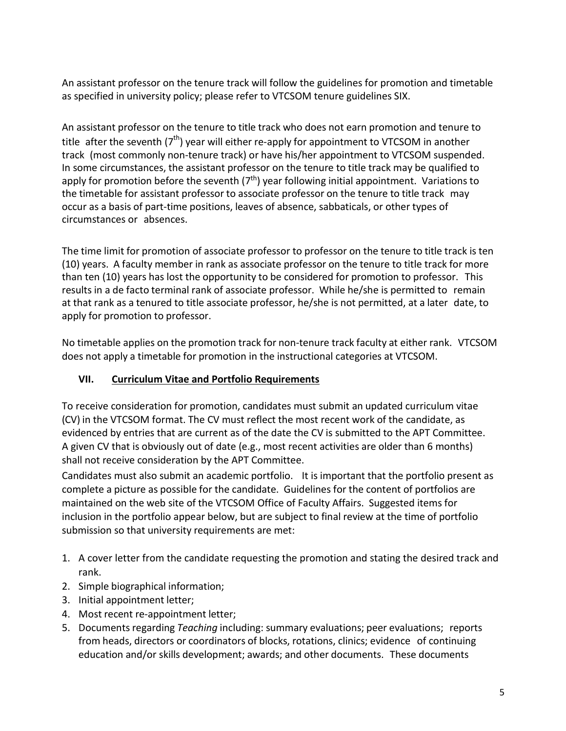An assistant professor on the tenure track will follow the guidelines for promotion and timetable as specified in university policy; please refer to VTCSOM tenure guidelines SIX.

An assistant professor on the tenure to title track who does not earn promotion and tenure to title after the seventh ($7^{th}$) year will either re-apply for appointment to VTCSOM in another track (most commonly non-tenure track) or have his/her appointment to VTCSOM suspended. In some circumstances, the assistant professor on the tenure to title track may be qualified to apply for promotion before the seventh ($7^{th}$) year following initial appointment. Variations to the timetable for assistant professor to associate professor on the tenure to title track may occur as a basis of part-time positions, leaves of absence, sabbaticals, or other types of circumstances or absences.

The time limit for promotion of associate professor to professor on the tenure to title track is ten (10) years. A faculty member in rank as associate professor on the tenure to title track for more than ten (10) years has lost the opportunity to be considered for promotion to professor. This results in a de facto terminal rank of associate professor. While he/she is permitted to remain at that rank as a tenured to title associate professor, he/she is not permitted, at a later date, to apply for promotion to professor.

No timetable applies on the promotion track for non-tenure track faculty at either rank. VTCSOM does not apply a timetable for promotion in the instructional categories at VTCSOM.

## VII. Curriculum Vitae and Portfolio Requirements

To receive consideration for promotion, candidates must submit an updated curriculum vitae (CV) in the VTCSOM format. The CV must reflect the most recent work of the candidate, as evidenced by entries that are current as of the date the CV is submitted to the APT Committee. A given CV that is obviously out of date (e.g., most recent activities are older than 6 months) shall not receive consideration by the APT Committee.

Candidates must also submit an academic portfolio. It is important that the portfolio present as complete a picture as possible for the candidate. Guidelines for the content of portfolios are maintained on the web site of the VTCSOM Office of Faculty Affairs. Suggested items for inclusion in the portfolio appear below, but are subject to final review at the time of portfolio submission so that university requirements are met:

1. A cover letter from the candidate requesting the promotion and stating the desired track and rank.
2. Simple biographical information;
3. Initial appointment letter;
4. Most recent re-appointment letter;
5. Documents regarding *Teaching* including: summary evaluations; peer evaluations; reports from heads, directors or coordinators of blocks, rotations, clinics; evidence of continuing education and/or skills development; awards; and other documents. These documents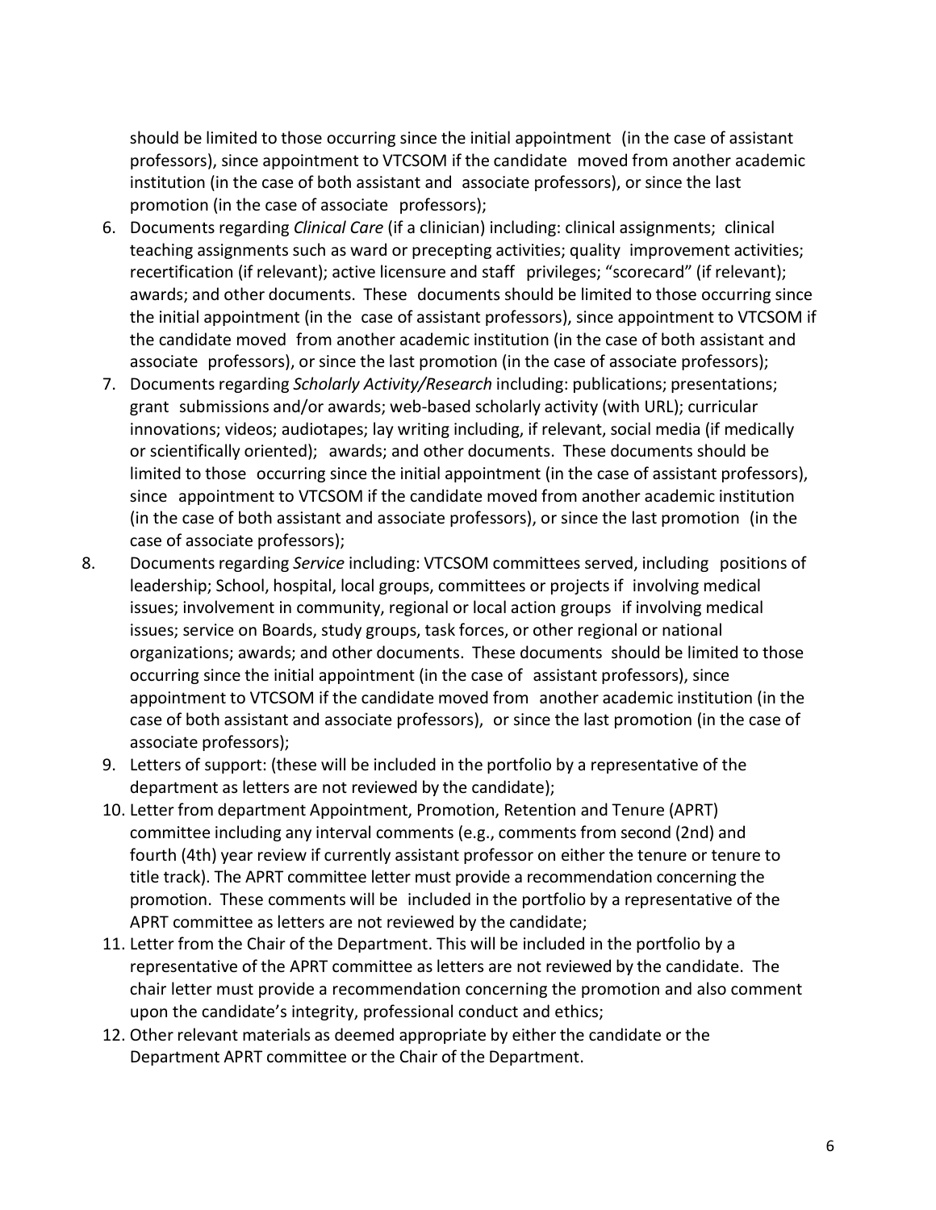should be limited to those occurring since the initial appointment (in the case of assistant professors), since appointment to VTCSOM if the candidate moved from another academic institution (in the case of both assistant and associate professors), or since the last promotion (in the case of associate professors);

6. Documents regarding *Clinical Care* (if a clinician) including: clinical assignments; clinical teaching assignments such as ward or precepting activities; quality improvement activities; recertification (if relevant); active licensure and staff privileges; "scorecard" (if relevant); awards; and other documents. These documents should be limited to those occurring since the initial appointment (in the case of assistant professors), since appointment to VTCSOM if the candidate moved from another academic institution (in the case of both assistant and associate professors), or since the last promotion (in the case of associate professors);
7. Documents regarding *Scholarly Activity/Research* including: publications; presentations; grant submissions and/or awards; web-based scholarly activity (with URL); curricular innovations; videos; audiotapes; lay writing including, if relevant, social media (if medically or scientifically oriented); awards; and other documents. These documents should be limited to those occurring since the initial appointment (in the case of assistant professors), since appointment to VTCSOM if the candidate moved from another academic institution (in the case of both assistant and associate professors), or since the last promotion (in the case of associate professors);
8. Documents regarding *Service* including: VTCSOM committees served, including positions of leadership; School, hospital, local groups, committees or projects if involving medical issues; involvement in community, regional or local action groups if involving medical issues; service on Boards, study groups, task forces, or other regional or national organizations; awards; and other documents. These documents should be limited to those occurring since the initial appointment (in the case of assistant professors), since appointment to VTCSOM if the candidate moved from another academic institution (in the case of both assistant and associate professors), or since the last promotion (in the case of associate professors);
9. Letters of support: (these will be included in the portfolio by a representative of the department as letters are not reviewed by the candidate);
10. Letter from department Appointment, Promotion, Retention and Tenure (APRT) committee including any interval comments (e.g., comments from second (2nd) and fourth (4th) year review if currently assistant professor on either the tenure or tenure to title track). The APRT committee letter must provide a recommendation concerning the promotion. These comments will be included in the portfolio by a representative of the APRT committee as letters are not reviewed by the candidate;
11. Letter from the Chair of the Department. This will be included in the portfolio by a representative of the APRT committee as letters are not reviewed by the candidate. The chair letter must provide a recommendation concerning the promotion and also comment upon the candidate's integrity, professional conduct and ethics;
12. Other relevant materials as deemed appropriate by either the candidate or the Department APRT committee or the Chair of the Department.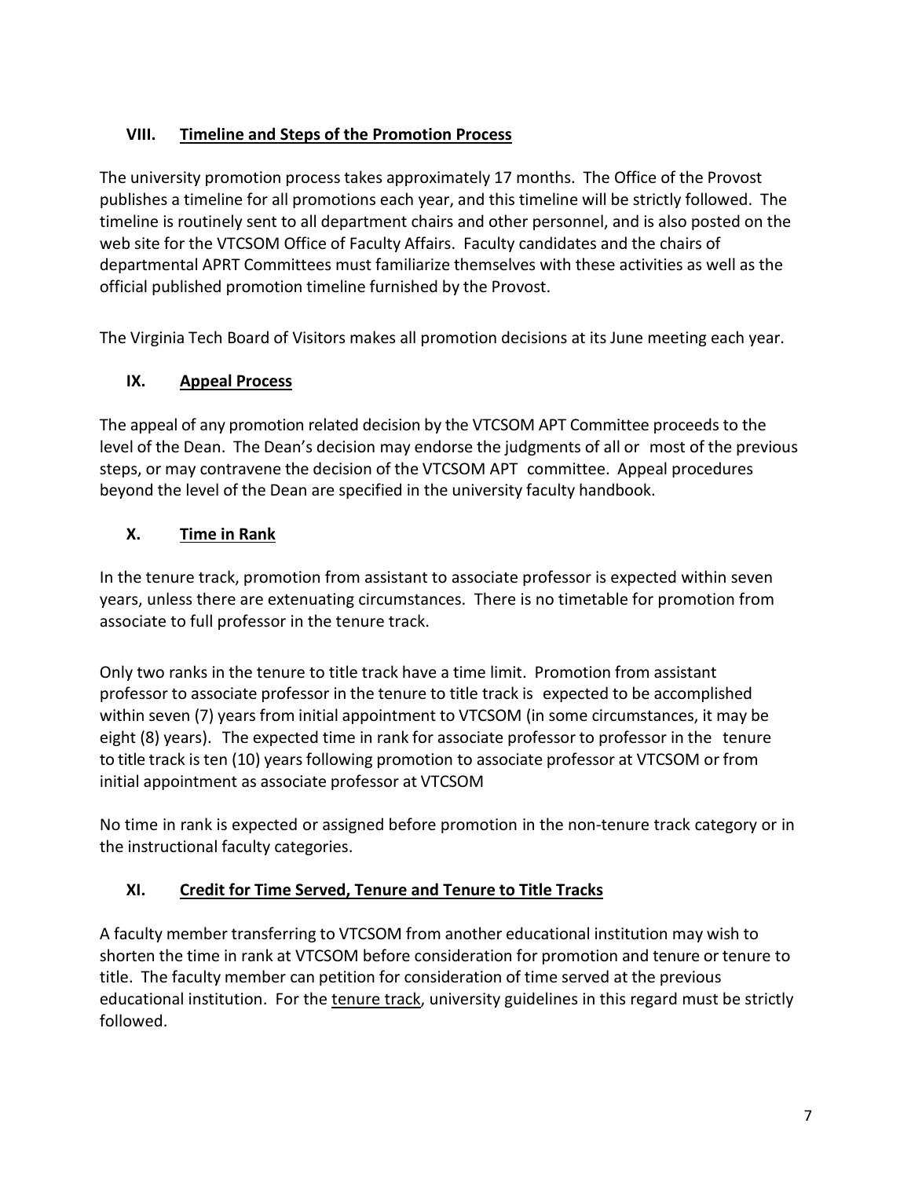## VIII. <u>Timeline and Steps of the Promotion Process</u>

The university promotion process takes approximately 17 months. The Office of the Provost publishes a timeline for all promotions each year, and this timeline will be strictly followed. The timeline is routinely sent to all department chairs and other personnel, and is also posted on the web site for the VTCSOM Office of Faculty Affairs. Faculty candidates and the chairs of departmental APRT Committees must familiarize themselves with these activities as well as the official published promotion timeline furnished by the Provost.

The Virginia Tech Board of Visitors makes all promotion decisions at its June meeting each year.

## IX. <u>Appeal Process</u>

The appeal of any promotion related decision by the VTCSOM APT Committee proceeds to the level of the Dean. The Dean's decision may endorse the judgments of all or most of the previous steps, or may contravene the decision of the VTCSOM APT committee. Appeal procedures beyond the level of the Dean are specified in the university faculty handbook.

## X. <u>Time in Rank</u>

In the tenure track, promotion from assistant to associate professor is expected within seven years, unless there are extenuating circumstances. There is no timetable for promotion from associate to full professor in the tenure track.

Only two ranks in the tenure to title track have a time limit. Promotion from assistant professor to associate professor in the tenure to title track is expected to be accomplished within seven (7) years from initial appointment to VTCSOM (in some circumstances, it may be eight (8) years). The expected time in rank for associate professor to professor in the tenure to title track is ten (10) years following promotion to associate professor at VTCSOM or from initial appointment as associate professor at VTCSOM

No time in rank is expected or assigned before promotion in the non-tenure track category or in the instructional faculty categories.

## XI. <u>Credit for Time Served, Tenure and Tenure to Title Tracks</u>

A faculty member transferring to VTCSOM from another educational institution may wish to shorten the time in rank at VTCSOM before consideration for promotion and tenure or tenure to title. The faculty member can petition for consideration of time served at the previous educational institution. For the <u>tenure track</u>, university guidelines in this regard must be strictly followed.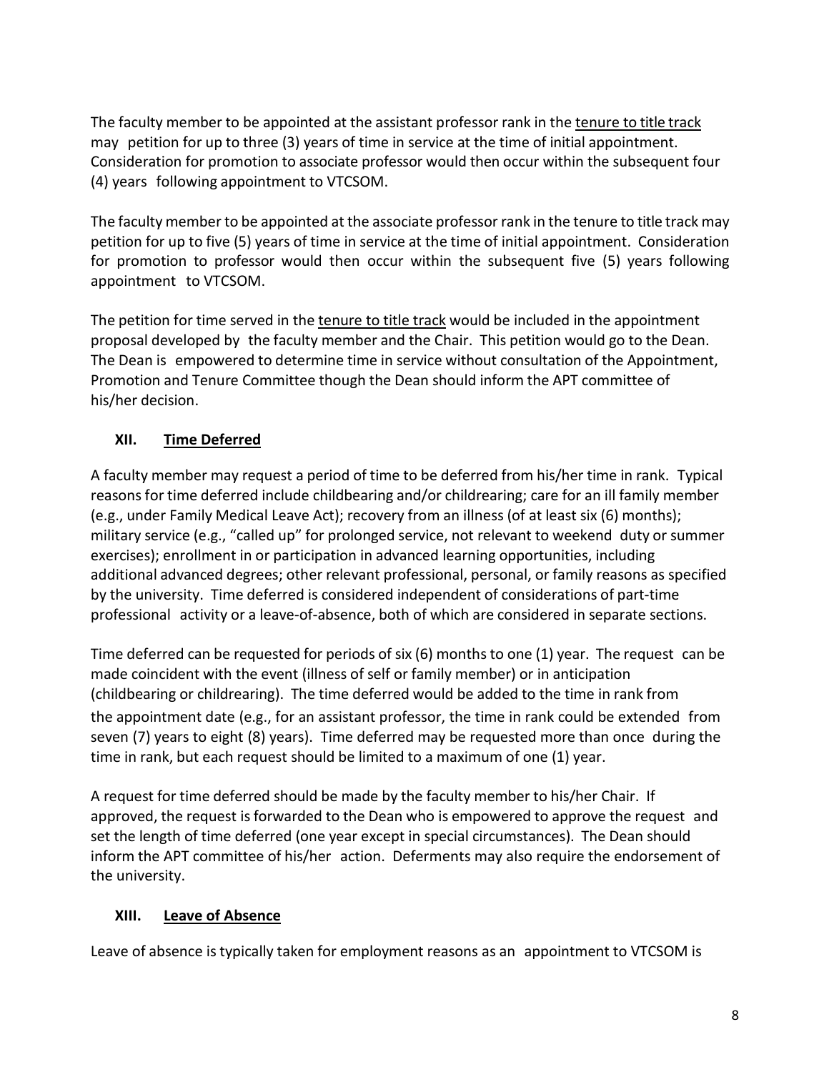The faculty member to be appointed at the assistant professor rank in the tenure to title track may petition for up to three (3) years of time in service at the time of initial appointment. Consideration for promotion to associate professor would then occur within the subsequent four (4) years following appointment to VTCSOM.

The faculty member to be appointed at the associate professor rank in the tenure to title track may petition for up to five (5) years of time in service at the time of initial appointment. Consideration for promotion to professor would then occur within the subsequent five (5) years following appointment to VTCSOM.

The petition for time served in the tenure to title track would be included in the appointment proposal developed by the faculty member and the Chair. This petition would go to the Dean. The Dean is empowered to determine time in service without consultation of the Appointment, Promotion and Tenure Committee though the Dean should inform the APT committee of his/her decision.

## XII. Time Deferred

A faculty member may request a period of time to be deferred from his/her time in rank. Typical reasons for time deferred include childbearing and/or childrearing; care for an ill family member (e.g., under Family Medical Leave Act); recovery from an illness (of at least six (6) months); military service (e.g., "called up" for prolonged service, not relevant to weekend duty or summer exercises); enrollment in or participation in advanced learning opportunities, including additional advanced degrees; other relevant professional, personal, or family reasons as specified by the university. Time deferred is considered independent of considerations of part-time professional activity or a leave-of-absence, both of which are considered in separate sections.

Time deferred can be requested for periods of six (6) months to one (1) year. The request can be made coincident with the event (illness of self or family member) or in anticipation (childbearing or childrearing). The time deferred would be added to the time in rank from the appointment date (e.g., for an assistant professor, the time in rank could be extended from seven (7) years to eight (8) years). Time deferred may be requested more than once during the time in rank, but each request should be limited to a maximum of one (1) year.

A request for time deferred should be made by the faculty member to his/her Chair. If approved, the request is forwarded to the Dean who is empowered to approve the request and set the length of time deferred (one year except in special circumstances). The Dean should inform the APT committee of his/her action. Deferments may also require the endorsement of the university.

## XIII. Leave of Absence

Leave of absence is typically taken for employment reasons as an appointment to VTCSOM is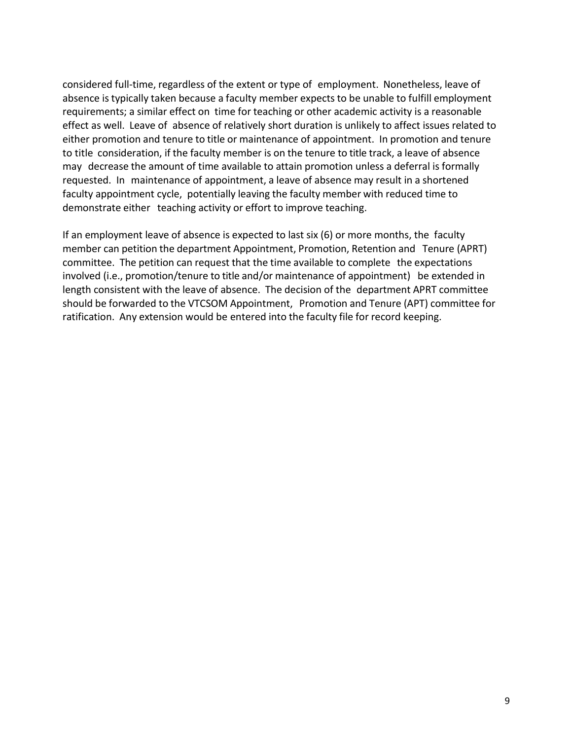considered full-time, regardless of the extent or type of employment. Nonetheless, leave of absence is typically taken because a faculty member expects to be unable to fulfill employment requirements; a similar effect on time for teaching or other academic activity is a reasonable effect as well. Leave of absence of relatively short duration is unlikely to affect issues related to either promotion and tenure to title or maintenance of appointment. In promotion and tenure to title consideration, if the faculty member is on the tenure to title track, a leave of absence may decrease the amount of time available to attain promotion unless a deferral is formally requested. In maintenance of appointment, a leave of absence may result in a shortened faculty appointment cycle, potentially leaving the faculty member with reduced time to demonstrate either teaching activity or effort to improve teaching.

If an employment leave of absence is expected to last six (6) or more months, the faculty member can petition the department Appointment, Promotion, Retention and Tenure (APRT) committee. The petition can request that the time available to complete the expectations involved (i.e., promotion/tenure to title and/or maintenance of appointment) be extended in length consistent with the leave of absence. The decision of the department APRT committee should be forwarded to the VTCSOM Appointment, Promotion and Tenure (APT) committee for ratification. Any extension would be entered into the faculty file for record keeping.